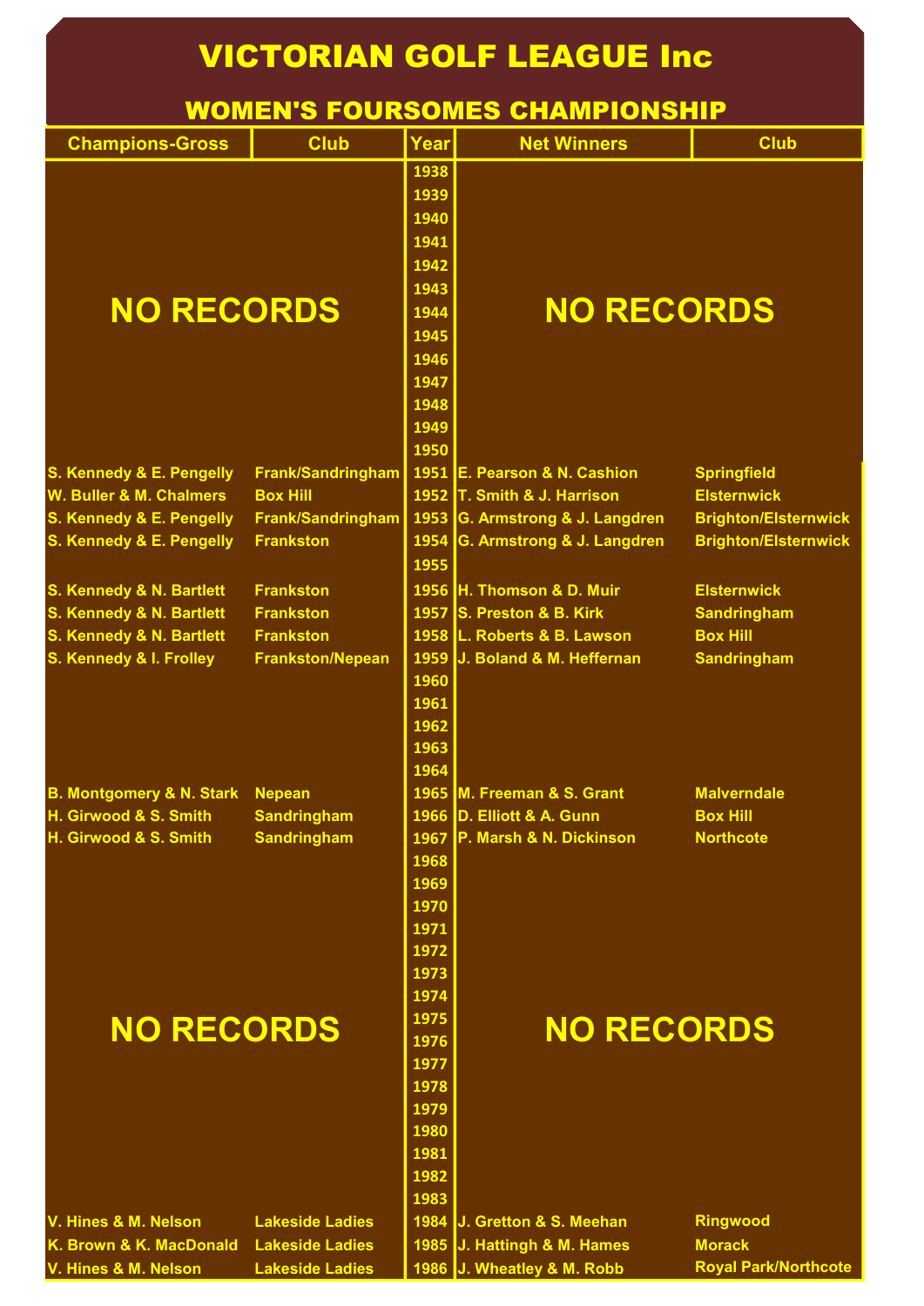# VICTORIAN GOLF LEAGUE Inc

## WOMEN'S FOURSOMES CHAMPIONSHIP

| Champions-Gross | Club | Year | Net Winners | Club |
|---|---|---|---|---|
| NO RECORDS | | 1938 | NO RECORDS | |
| | | 1939 | | |
| | | 1940 | | |
| | | 1941 | | |
| | | 1942 | | |
| | | 1943 | | |
| | | 1944 | | |
| | | 1945 | | |
| | | 1946 | | |
| | | 1947 | | |
| | | 1948 | | |
| | | 1949 | | |
| | | 1950 | | |
| S. Kennedy & E. Pengelly | Frank/Sandringham | 1951 | E. Pearson & N. Cashion | Springfield |
| W. Buller & M. Chalmers | Box Hill | 1952 | T. Smith & J. Harrison | Elsternwick |
| S. Kennedy & E. Pengelly | Frank/Sandringham | 1953 | G. Armstrong & J. Langdren | Brighton/Elsternwick |
| S. Kennedy & E. Pengelly | Frankston | 1954 | G. Armstrong & J. Langdren | Brighton/Elsternwick |
| | | 1955 | | |
| S. Kennedy & N. Bartlett | Frankston | 1956 | H. Thomson & D. Muir | Elsternwick |
| S. Kennedy & N. Bartlett | Frankston | 1957 | S. Preston & B. Kirk | Sandringham |
| S. Kennedy & N. Bartlett | Frankston | 1958 | L. Roberts & B. Lawson | Box Hill |
| S. Kennedy & I. Frolley | Frankston/Nepean | 1959 | J. Boland & M. Heffernan | Sandringham |
| | | 1960 | | |
| | | 1961 | | |
| | | 1962 | | |
| | | 1963 | | |
| | | 1964 | | |
| B. Montgomery & N. Stark | Nepean | 1965 | M. Freeman & S. Grant | Malverndale |
| H. Girwood & S. Smith | Sandringham | 1966 | D. Elliott & A. Gunn | Box Hill |
| H. Girwood & S. Smith | Sandringham | 1967 | P. Marsh & N. Dickinson | Northcote |
| NO RECORDS | | 1968 | NO RECORDS | |
| | | 1969 | | |
| | | 1970 | | |
| | | 1971 | | |
| | | 1972 | | |
| | | 1973 | | |
| | | 1974 | | |
| | | 1975 | | |
| | | 1976 | | |
| | | 1977 | | |
| | | 1978 | | |
| | | 1979 | | |
| | | 1980 | | |
| | | 1981 | | |
| | | 1982 | | |
| | | 1983 | | |
| V. Hines & M. Nelson | Lakeside Ladies | 1984 | J. Gretton & S. Meehan | Ringwood |
| K. Brown & K. MacDonald | Lakeside Ladies | 1985 | J. Hattingh & M. Hames | Morack |
| V. Hines & M. Nelson | Lakeside Ladies | 1986 | J. Wheatley & M. Robb | Royal Park/Northcote |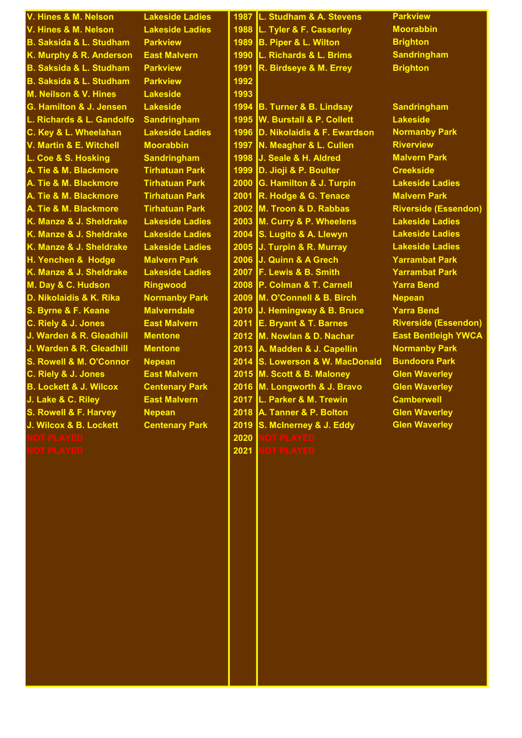| | | | | |
|---|---|---|---|---|
| V. Hines & M. Nelson | Lakeside Ladies | 1987 | L. Studham & A. Stevens | Parkview |
| V. Hines & M. Nelson | Lakeside Ladies | 1988 | L. Tyler & F. Casserley | Moorabbin |
| B. Saksida & L. Studham | Parkview | 1989 | B. Piper & L. Wilton | Brighton |
| K. Murphy & R. Anderson | East Malvern | 1990 | L. Richards & L. Brims | Sandringham |
| B. Saksida & L. Studham | Parkview | 1991 | R. Birdseye & M. Errey | Brighton |
| B. Saksida & L. Studham | Parkview | 1992 | | |
| M. Neilson & V. Hines | Lakeside | 1993 | | |
| G. Hamilton & J. Jensen | Lakeside | 1994 | B. Turner & B. Lindsay | Sandringham |
| L. Richards & L. Gandolfo | Sandringham | 1995 | W. Burstall & P. Collett | Lakeside |
| C. Key & L. Wheelahan | Lakeside Ladies | 1996 | D. Nikolaidis & F. Ewardson | Normanby Park |
| V. Martin & E. Witchell | Moorabbin | 1997 | N. Meagher & L. Cullen | Riverview |
| L. Coe & S. Hosking | Sandringham | 1998 | J. Seale & H. Aldred | Malvern Park |
| A. Tie & M. Blackmore | Tirhatuan Park | 1999 | D. Jioji & P. Boulter | Creekside |
| A. Tie & M. Blackmore | Tirhatuan Park | 2000 | G. Hamilton & J. Turpin | Lakeside Ladies |
| A. Tie & M. Blackmore | Tirhatuan Park | 2001 | R. Hodge & G. Tenace | Malvern Park |
| A. Tie & M. Blackmore | Tirhatuan Park | 2002 | M. Troon & D. Rabbas | Riverside (Essendon) |
| K. Manze & J. Sheldrake | Lakeside Ladies | 2003 | M. Curry & P. Wheelens | Lakeside Ladies |
| K. Manze & J. Sheldrake | Lakeside Ladies | 2004 | S. Lugito & A. Llewyn | Lakeside Ladies |
| K. Manze & J. Sheldrake | Lakeside Ladies | 2005 | J. Turpin & R. Murray | Lakeside Ladies |
| H. Yenchen & Hodge | Malvern Park | 2006 | J. Quinn & A Grech | Yarrambat Park |
| K. Manze & J. Sheldrake | Lakeside Ladies | 2007 | F. Lewis & B. Smith | Yarrambat Park |
| M. Day & C. Hudson | Ringwood | 2008 | P. Colman & T. Carnell | Yarra Bend |
| D. Nikolaidis & K. Rika | Normanby Park | 2009 | M. O'Connell & B. Birch | Nepean |
| S. Byrne & F. Keane | Malverndale | 2010 | J. Hemingway & B. Bruce | Yarra Bend |
| C. Riely & J. Jones | East Malvern | 2011 | E. Bryant & T. Barnes | Riverside (Essendon) |
| J. Warden & R. Gleadhill | Mentone | 2012 | M. Nowlan & D. Nachar | East Bentleigh YWCA |
| J. Warden & R. Gleadhill | Mentone | 2013 | A. Madden & J. Capellin | Normanby Park |
| S. Rowell & M. O'Connor | Nepean | 2014 | S. Lowerson & W. MacDonald | Bundoora Park |
| C. Riely & J. Jones | East Malvern | 2015 | M. Scott & B. Maloney | Glen Waverley |
| B. Lockett & J. Wilcox | Centenary Park | 2016 | M. Longworth & J. Bravo | Glen Waverley |
| J. Lake & C. Riley | East Malvern | 2017 | L. Parker & M. Trewin | Camberwell |
| S. Rowell & F. Harvey | Nepean | 2018 | A. Tanner & P. Bolton | Glen Waverley |
| J. Wilcox & B. Lockett | Centenary Park | 2019 | S. McInerney & J. Eddy | Glen Waverley |
| NOT PLAYED | | 2020 | NOT PLAYED | |
| NOT PLAYED | | 2021 | NOT PLAYED | |